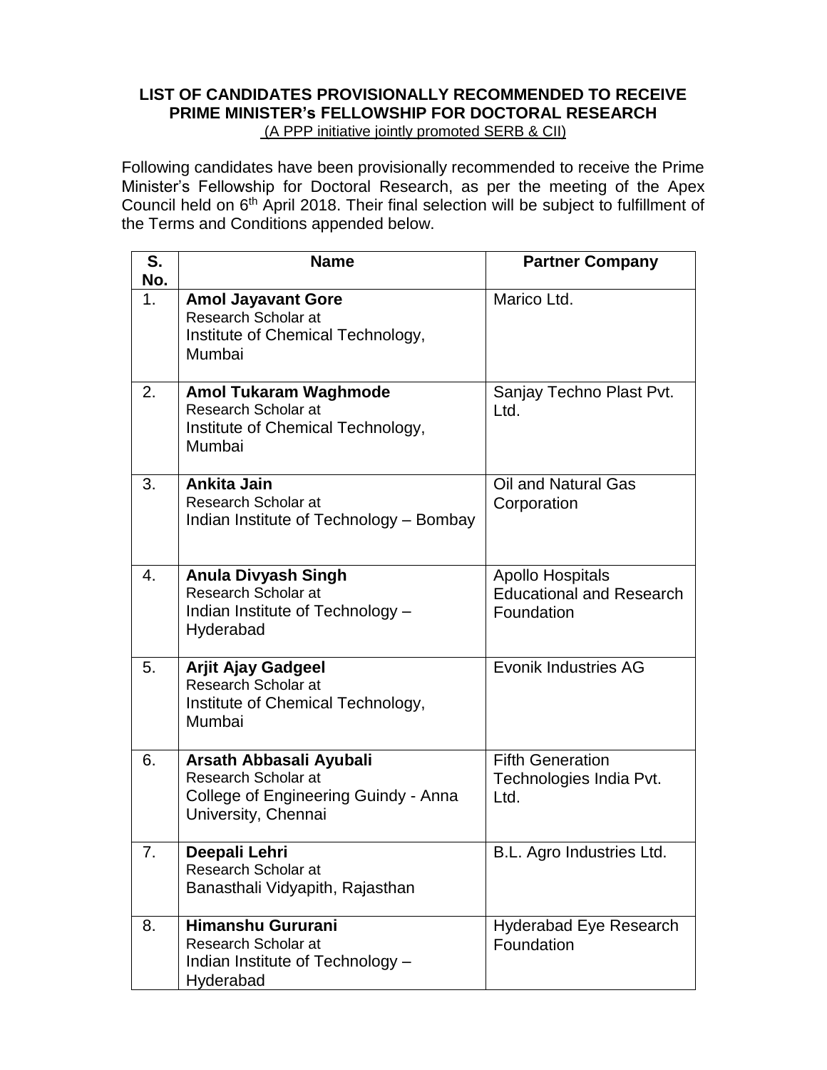**LIST OF CANDIDATES PROVISIONALLY RECOMMENDED TO RECEIVE PRIME MINISTER's FELLOWSHIP FOR DOCTORAL RESEARCH**

(A PPP initiative jointly promoted SERB & CII)

Following candidates have been provisionally recommended to receive the Prime Minister's Fellowship for Doctoral Research, as per the meeting of the Apex Council held on 6th April 2018. Their final selection will be subject to fulfillment of the Terms and Conditions appended below.

| S. No. | Name | Partner Company |
|---|---|---|
| 1. | **Amol Jayavant Gore** Research Scholar at Institute of Chemical Technology, Mumbai | Marico Ltd. |
| 2. | **Amol Tukaram Waghmode** Research Scholar at Institute of Chemical Technology, Mumbai | Sanjay Techno Plast Pvt. Ltd. |
| 3. | **Ankita Jain** Research Scholar at Indian Institute of Technology – Bombay | Oil and Natural Gas Corporation |
| 4. | **Anula Divyash Singh** Research Scholar at Indian Institute of Technology – Hyderabad | Apollo Hospitals Educational and Research Foundation |
| 5. | **Arjit Ajay Gadgeel** Research Scholar at Institute of Chemical Technology, Mumbai | Evonik Industries AG |
| 6. | **Arsath Abbasali Ayubali** Research Scholar at College of Engineering Guindy - Anna University, Chennai | Fifth Generation Technologies India Pvt. Ltd. |
| 7. | **Deepali Lehri** Research Scholar at Banasthali Vidyapith, Rajasthan | B.L. Agro Industries Ltd. |
| 8. | **Himanshu Gururani** Research Scholar at Indian Institute of Technology – Hyderabad | Hyderabad Eye Research Foundation |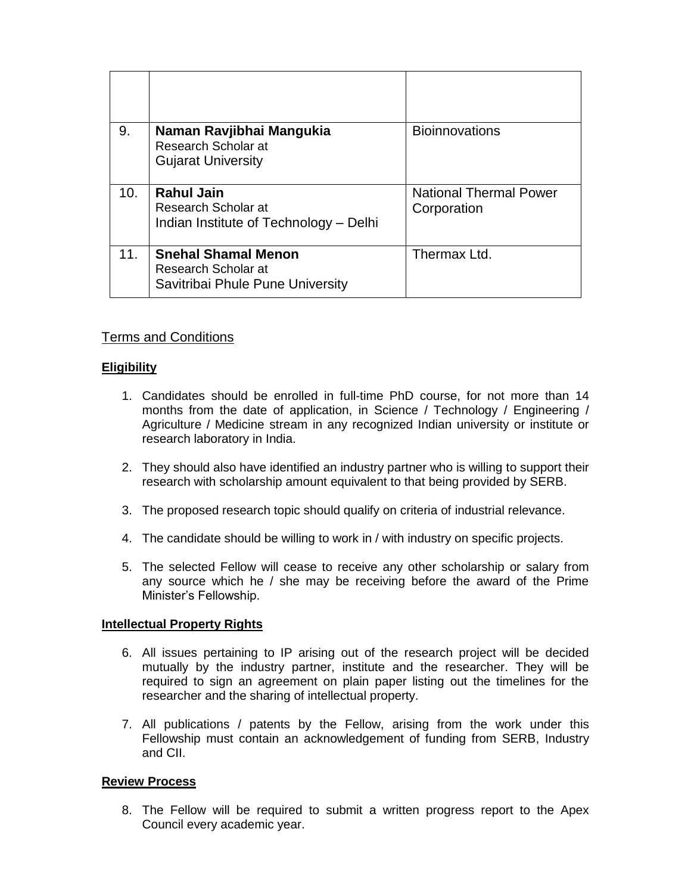| | | |
|---|---|---|
| 9. | **Naman Ravjibhai Mangukia**<br>Research Scholar at<br>Gujarat University | Bioinnovations |
| 10. | **Rahul Jain**<br>Research Scholar at<br>Indian Institute of Technology – Delhi | National Thermal Power Corporation |
| 11. | **Snehal Shamal Menon**<br>Research Scholar at<br>Savitribai Phule Pune University | Thermax Ltd. |

## Terms and Conditions

### **Eligibility**

1. Candidates should be enrolled in full-time PhD course, for not more than 14 months from the date of application, in Science / Technology / Engineering / Agriculture / Medicine stream in any recognized Indian university or institute or research laboratory in India.

2. They should also have identified an industry partner who is willing to support their research with scholarship amount equivalent to that being provided by SERB.

3. The proposed research topic should qualify on criteria of industrial relevance.

4. The candidate should be willing to work in / with industry on specific projects.

5. The selected Fellow will cease to receive any other scholarship or salary from any source which he / she may be receiving before the award of the Prime Minister's Fellowship.

### **Intellectual Property Rights**

6. All issues pertaining to IP arising out of the research project will be decided mutually by the industry partner, institute and the researcher. They will be required to sign an agreement on plain paper listing out the timelines for the researcher and the sharing of intellectual property.

7. All publications / patents by the Fellow, arising from the work under this Fellowship must contain an acknowledgement of funding from SERB, Industry and CII.

### **Review Process**

8. The Fellow will be required to submit a written progress report to the Apex Council every academic year.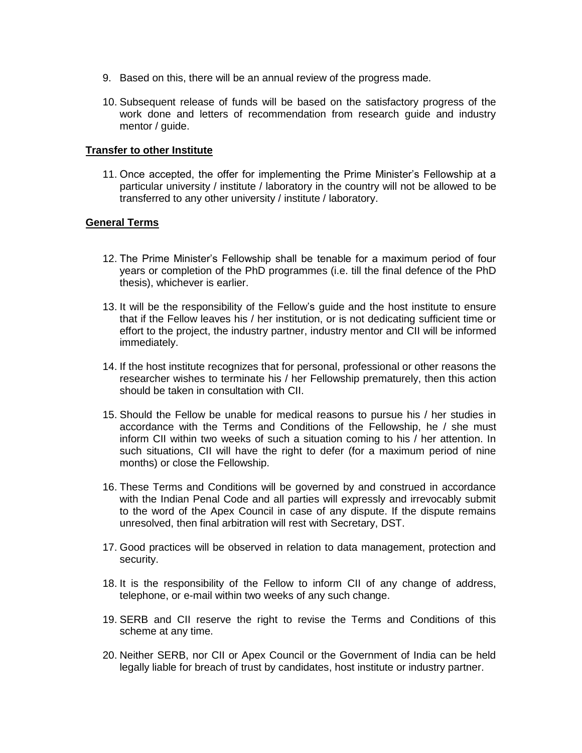9. Based on this, there will be an annual review of the progress made.

10. Subsequent release of funds will be based on the satisfactory progress of the work done and letters of recommendation from research guide and industry mentor / guide.

**Transfer to other Institute**

11. Once accepted, the offer for implementing the Prime Minister's Fellowship at a particular university / institute / laboratory in the country will not be allowed to be transferred to any other university / institute / laboratory.

**General Terms**

12. The Prime Minister's Fellowship shall be tenable for a maximum period of four years or completion of the PhD programmes (i.e. till the final defence of the PhD thesis), whichever is earlier.

13. It will be the responsibility of the Fellow's guide and the host institute to ensure that if the Fellow leaves his / her institution, or is not dedicating sufficient time or effort to the project, the industry partner, industry mentor and CII will be informed immediately.

14. If the host institute recognizes that for personal, professional or other reasons the researcher wishes to terminate his / her Fellowship prematurely, then this action should be taken in consultation with CII.

15. Should the Fellow be unable for medical reasons to pursue his / her studies in accordance with the Terms and Conditions of the Fellowship, he / she must inform CII within two weeks of such a situation coming to his / her attention. In such situations, CII will have the right to defer (for a maximum period of nine months) or close the Fellowship.

16. These Terms and Conditions will be governed by and construed in accordance with the Indian Penal Code and all parties will expressly and irrevocably submit to the word of the Apex Council in case of any dispute. If the dispute remains unresolved, then final arbitration will rest with Secretary, DST.

17. Good practices will be observed in relation to data management, protection and security.

18. It is the responsibility of the Fellow to inform CII of any change of address, telephone, or e-mail within two weeks of any such change.

19. SERB and CII reserve the right to revise the Terms and Conditions of this scheme at any time.

20. Neither SERB, nor CII or Apex Council or the Government of India can be held legally liable for breach of trust by candidates, host institute or industry partner.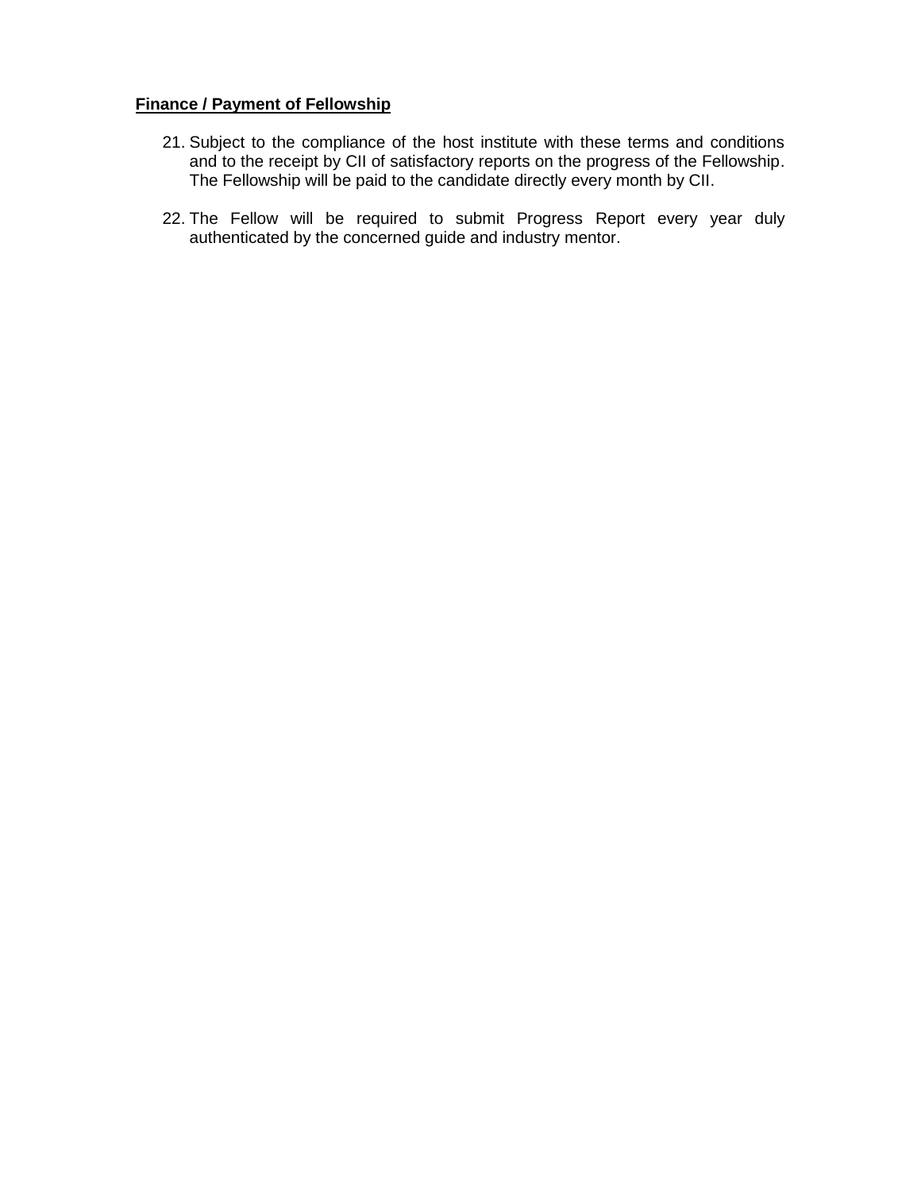**Finance / Payment of Fellowship**

21. Subject to the compliance of the host institute with these terms and conditions and to the receipt by CII of satisfactory reports on the progress of the Fellowship. The Fellowship will be paid to the candidate directly every month by CII.

22. The Fellow will be required to submit Progress Report every year duly authenticated by the concerned guide and industry mentor.